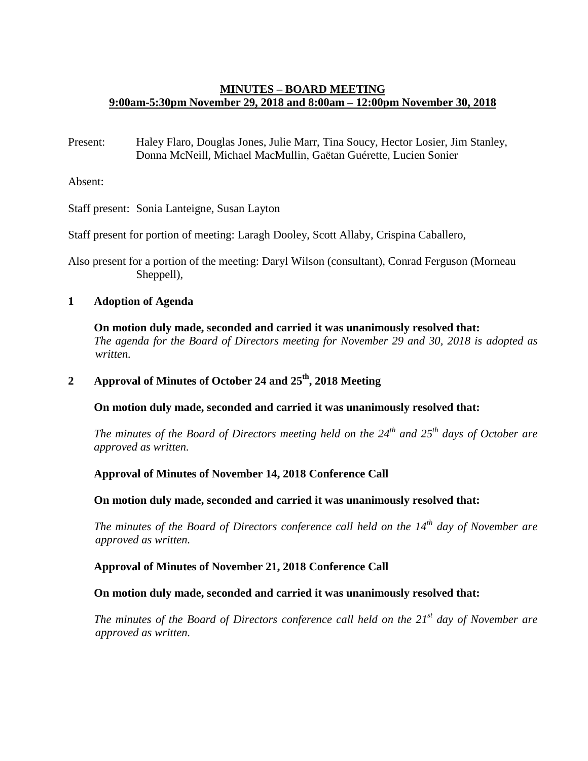**MINUTES – BOARD MEETING**
**9:00am-5:30pm November 29, 2018 and 8:00am – 12:00pm November 30, 2018**

Present: Haley Flaro, Douglas Jones, Julie Marr, Tina Soucy, Hector Losier, Jim Stanley, Donna McNeill, Michael MacMullin, Gaëtan Guérette, Lucien Sonier

Absent:

Staff present: Sonia Lanteigne, Susan Layton

Staff present for portion of meeting: Laragh Dooley, Scott Allaby, Crispina Caballero,

Also present for a portion of the meeting: Daryl Wilson (consultant), Conrad Ferguson (Morneau Sheppell),

## 1 Adoption of Agenda

**On motion duly made, seconded and carried it was unanimously resolved that:**
*The agenda for the Board of Directors meeting for November 29 and 30, 2018 is adopted as written.*

## 2 Approval of Minutes of October 24 and 25th, 2018 Meeting

**On motion duly made, seconded and carried it was unanimously resolved that:**

*The minutes of the Board of Directors meeting held on the 24th and 25th days of October are approved as written.*

**Approval of Minutes of November 14, 2018 Conference Call**

**On motion duly made, seconded and carried it was unanimously resolved that:**

*The minutes of the Board of Directors conference call held on the 14th day of November are approved as written.*

**Approval of Minutes of November 21, 2018 Conference Call**

**On motion duly made, seconded and carried it was unanimously resolved that:**

*The minutes of the Board of Directors conference call held on the 21st day of November are approved as written.*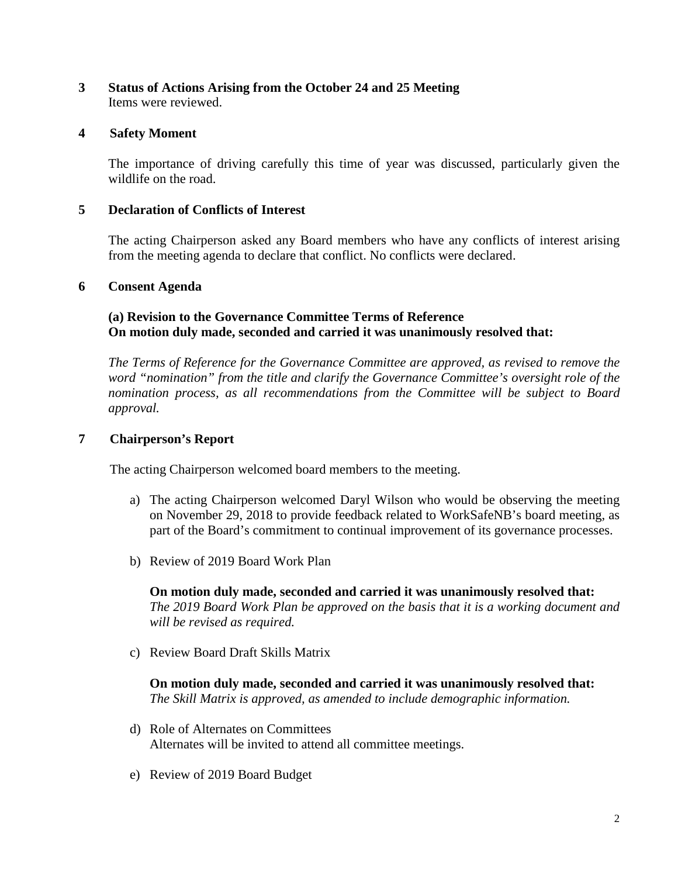**3 Status of Actions Arising from the October 24 and 25 Meeting**

Items were reviewed.

**4 Safety Moment**

The importance of driving carefully this time of year was discussed, particularly given the wildlife on the road.

**5 Declaration of Conflicts of Interest**

The acting Chairperson asked any Board members who have any conflicts of interest arising from the meeting agenda to declare that conflict. No conflicts were declared.

**6 Consent Agenda**

**(a) Revision to the Governance Committee Terms of Reference**
**On motion duly made, seconded and carried it was unanimously resolved that:**

*The Terms of Reference for the Governance Committee are approved, as revised to remove the word "nomination" from the title and clarify the Governance Committee's oversight role of the nomination process, as all recommendations from the Committee will be subject to Board approval.*

**7 Chairperson's Report**

The acting Chairperson welcomed board members to the meeting.

a) The acting Chairperson welcomed Daryl Wilson who would be observing the meeting on November 29, 2018 to provide feedback related to WorkSafeNB's board meeting, as part of the Board's commitment to continual improvement of its governance processes.

b) Review of 2019 Board Work Plan

   **On motion duly made, seconded and carried it was unanimously resolved that:**
   *The 2019 Board Work Plan be approved on the basis that it is a working document and will be revised as required.*

c) Review Board Draft Skills Matrix

   **On motion duly made, seconded and carried it was unanimously resolved that:**
   *The Skill Matrix is approved, as amended to include demographic information.*

d) Role of Alternates on Committees
   Alternates will be invited to attend all committee meetings.

e) Review of 2019 Board Budget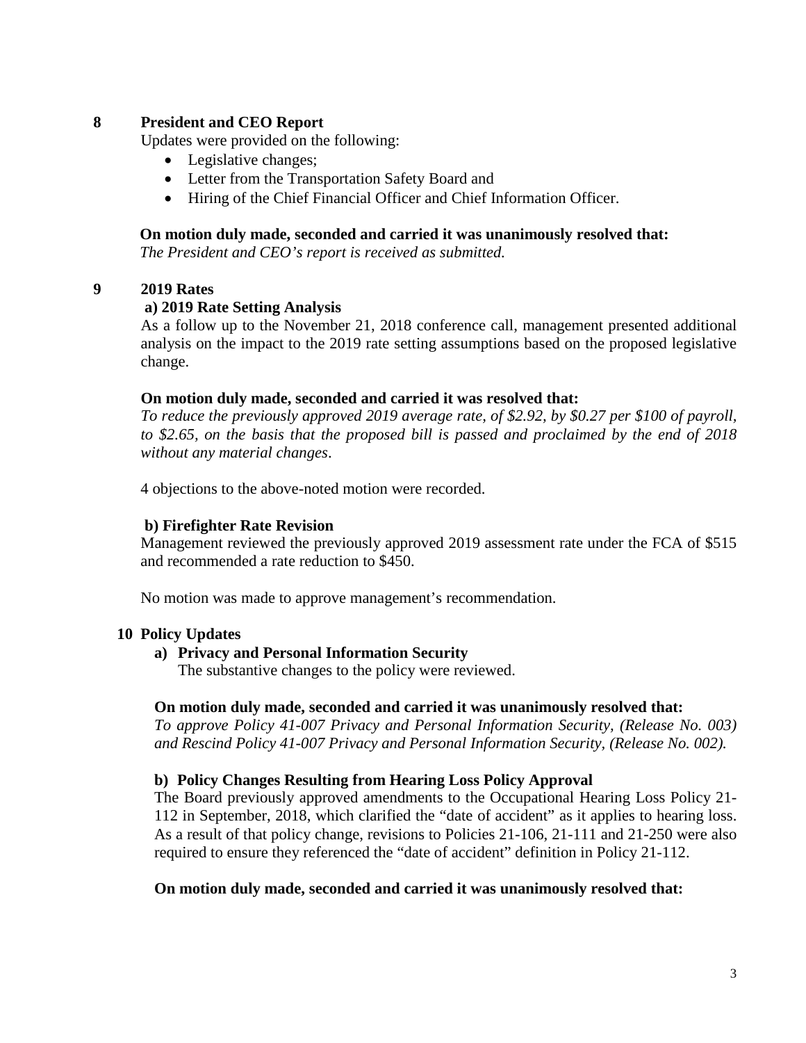## 8 President and CEO Report

Updates were provided on the following:

- Legislative changes;
- Letter from the Transportation Safety Board and
- Hiring of the Chief Financial Officer and Chief Information Officer.

**On motion duly made, seconded and carried it was unanimously resolved that:**
*The President and CEO's report is received as submitted.*

## 9 2019 Rates

### a) 2019 Rate Setting Analysis

As a follow up to the November 21, 2018 conference call, management presented additional analysis on the impact to the 2019 rate setting assumptions based on the proposed legislative change.

**On motion duly made, seconded and carried it was resolved that:**
*To reduce the previously approved 2019 average rate, of $2.92, by $0.27 per $100 of payroll, to $2.65, on the basis that the proposed bill is passed and proclaimed by the end of 2018 without any material changes.*

4 objections to the above-noted motion were recorded.

### b) Firefighter Rate Revision

Management reviewed the previously approved 2019 assessment rate under the FCA of $515 and recommended a rate reduction to $450.

No motion was made to approve management's recommendation.

## 10 Policy Updates

### a) Privacy and Personal Information Security

The substantive changes to the policy were reviewed.

**On motion duly made, seconded and carried it was unanimously resolved that:**
*To approve Policy 41-007 Privacy and Personal Information Security, (Release No. 003) and Rescind Policy 41-007 Privacy and Personal Information Security, (Release No. 002).*

### b) Policy Changes Resulting from Hearing Loss Policy Approval

The Board previously approved amendments to the Occupational Hearing Loss Policy 21-112 in September, 2018, which clarified the "date of accident" as it applies to hearing loss. As a result of that policy change, revisions to Policies 21-106, 21-111 and 21-250 were also required to ensure they referenced the "date of accident" definition in Policy 21-112.

**On motion duly made, seconded and carried it was unanimously resolved that:**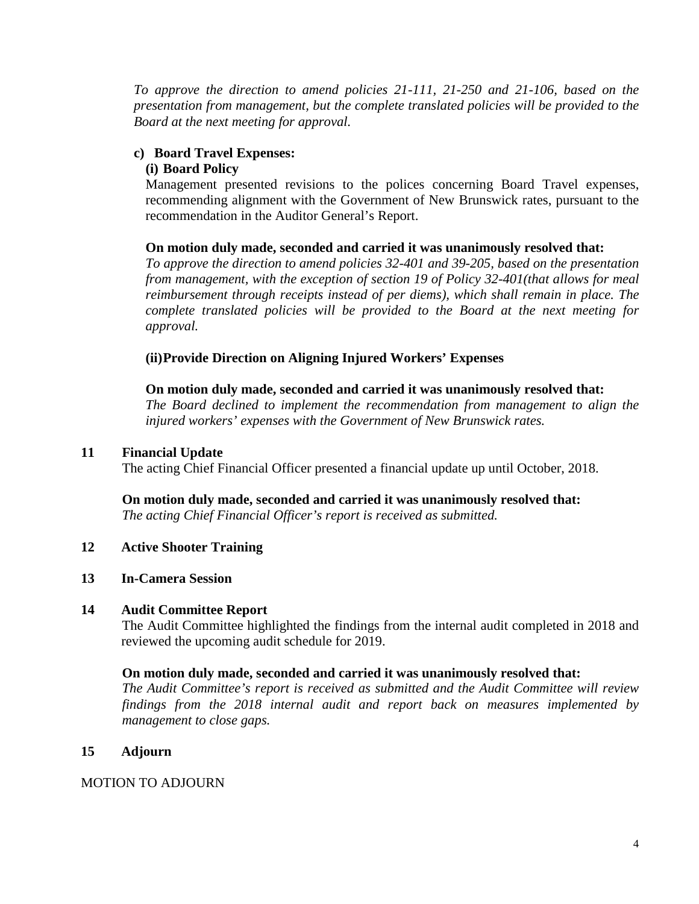*To approve the direction to amend policies 21-111, 21-250 and 21-106, based on the presentation from management, but the complete translated policies will be provided to the Board at the next meeting for approval.*

**c) Board Travel Expenses:**

**(i) Board Policy**

Management presented revisions to the polices concerning Board Travel expenses, recommending alignment with the Government of New Brunswick rates, pursuant to the recommendation in the Auditor General's Report.

**On motion duly made, seconded and carried it was unanimously resolved that:**
*To approve the direction to amend policies 32-401 and 39-205, based on the presentation from management, with the exception of section 19 of Policy 32-401(that allows for meal reimbursement through receipts instead of per diems), which shall remain in place. The complete translated policies will be provided to the Board at the next meeting for approval.*

**(ii)Provide Direction on Aligning Injured Workers' Expenses**

**On motion duly made, seconded and carried it was unanimously resolved that:**
*The Board declined to implement the recommendation from management to align the injured workers' expenses with the Government of New Brunswick rates.*

## 11 Financial Update

The acting Chief Financial Officer presented a financial update up until October, 2018.

**On motion duly made, seconded and carried it was unanimously resolved that:**
*The acting Chief Financial Officer's report is received as submitted.*

## 12 Active Shooter Training

## 13 In-Camera Session

## 14 Audit Committee Report

The Audit Committee highlighted the findings from the internal audit completed in 2018 and reviewed the upcoming audit schedule for 2019.

**On motion duly made, seconded and carried it was unanimously resolved that:**
*The Audit Committee's report is received as submitted and the Audit Committee will review findings from the 2018 internal audit and report back on measures implemented by management to close gaps.*

## 15 Adjourn

MOTION TO ADJOURN